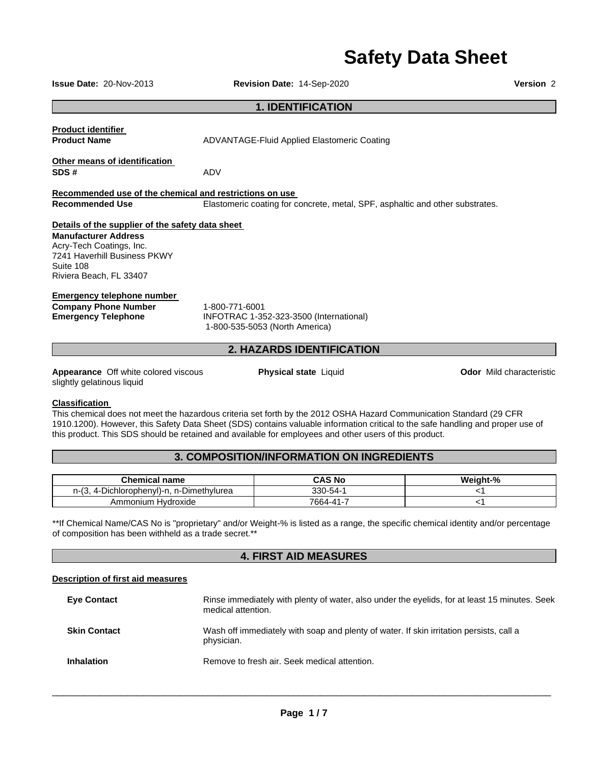# Safety Data Sheet

**Issue Date:** 20-Nov-2013 **Revision Date:** 14-Sep-2020 **Version** 2

## 1. IDENTIFICATION

**Product identifier**

**Product Name** ADVANTAGE-Fluid Applied Elastomeric Coating

**Other means of identification**

**SDS #** ADV

**Recommended use of the chemical and restrictions on use**

**Recommended Use** Elastomeric coating for concrete, metal, SPF, asphaltic and other substrates.

**Details of the supplier of the safety data sheet**

**Manufacturer Address**
Acry-Tech Coatings, Inc.
7241 Haverhill Business PKWY
Suite 108
Riviera Beach, FL 33407

**Emergency telephone number**

**Company Phone Number** 1-800-771-6001

**Emergency Telephone** INFOTRAC 1-352-323-3500 (International)
1-800-535-5053 (North America)

## 2. HAZARDS IDENTIFICATION

**Appearance** Off white colored viscous slightly gelatinous liquid

**Physical state** Liquid

**Odor** Mild characteristic

**Classification**

This chemical does not meet the hazardous criteria set forth by the 2012 OSHA Hazard Communication Standard (29 CFR 1910.1200). However, this Safety Data Sheet (SDS) contains valuable information critical to the safe handling and proper use of this product. This SDS should be retained and available for employees and other users of this product.

## 3. COMPOSITION/INFORMATION ON INGREDIENTS

| Chemical name | CAS No | Weight-% |
|---|---|---|
| n-(3, 4-Dichlorophenyl)-n, n-Dimethylurea | 330-54-1 | <1 |
| Ammonium Hydroxide | 7664-41-7 | <1 |

**If Chemical Name/CAS No is "proprietary" and/or Weight-% is listed as a range, the specific chemical identity and/or percentage of composition has been withheld as a trade secret.**

## 4. FIRST AID MEASURES

**Description of first aid measures**

**Eye Contact** Rinse immediately with plenty of water, also under the eyelids, for at least 15 minutes. Seek medical attention.

**Skin Contact** Wash off immediately with soap and plenty of water. If skin irritation persists, call a physician.

**Inhalation** Remove to fresh air. Seek medical attention.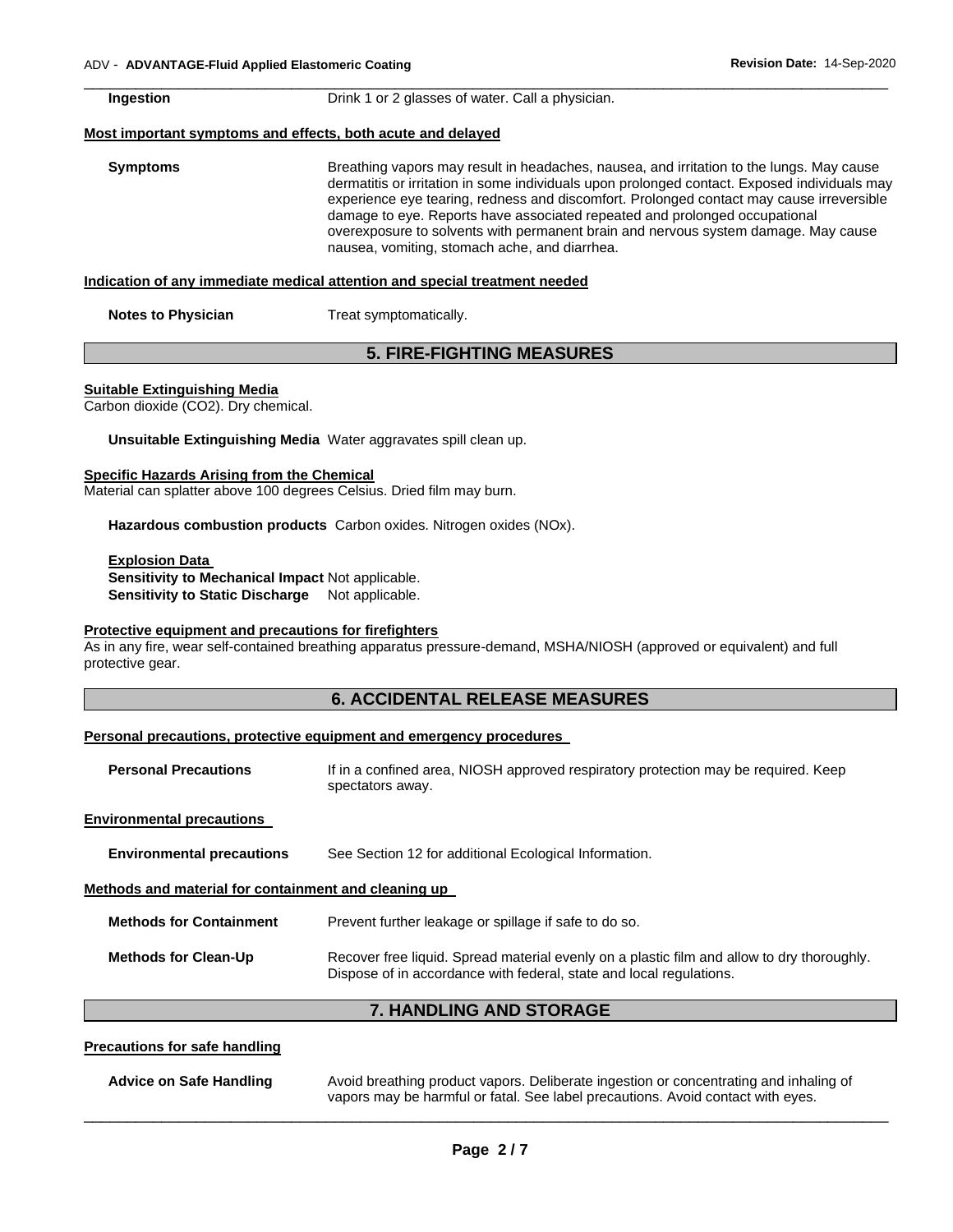**Ingestion** Drink 1 or 2 glasses of water. Call a physician.

**Most important symptoms and effects, both acute and delayed**

**Symptoms** Breathing vapors may result in headaches, nausea, and irritation to the lungs. May cause dermatitis or irritation in some individuals upon prolonged contact. Exposed individuals may experience eye tearing, redness and discomfort. Prolonged contact may cause irreversible damage to eye. Reports have associated repeated and prolonged occupational overexposure to solvents with permanent brain and nervous system damage. May cause nausea, vomiting, stomach ache, and diarrhea.

**Indication of any immediate medical attention and special treatment needed**

**Notes to Physician** Treat symptomatically.

## 5. FIRE-FIGHTING MEASURES

**Suitable Extinguishing Media**

Carbon dioxide ($CO_2$). Dry chemical.

**Unsuitable Extinguishing Media** Water aggravates spill clean up.

**Specific Hazards Arising from the Chemical**

Material can splatter above 100 degrees Celsius. Dried film may burn.

**Hazardous combustion products** Carbon oxides. Nitrogen oxides (NOx).

**Explosion Data**

**Sensitivity to Mechanical Impact** Not applicable.

**Sensitivity to Static Discharge** Not applicable.

**Protective equipment and precautions for firefighters**

As in any fire, wear self-contained breathing apparatus pressure-demand, MSHA/NIOSH (approved or equivalent) and full protective gear.

## 6. ACCIDENTAL RELEASE MEASURES

**Personal precautions, protective equipment and emergency procedures**

**Personal Precautions** If in a confined area, NIOSH approved respiratory protection may be required. Keep spectators away.

**Environmental precautions**

**Environmental precautions** See Section 12 for additional Ecological Information.

**Methods and material for containment and cleaning up**

**Methods for Containment** Prevent further leakage or spillage if safe to do so.

**Methods for Clean-Up** Recover free liquid. Spread material evenly on a plastic film and allow to dry thoroughly. Dispose of in accordance with federal, state and local regulations.

## 7. HANDLING AND STORAGE

**Precautions for safe handling**

**Advice on Safe Handling** Avoid breathing product vapors. Deliberate ingestion or concentrating and inhaling of vapors may be harmful or fatal. See label precautions. Avoid contact with eyes.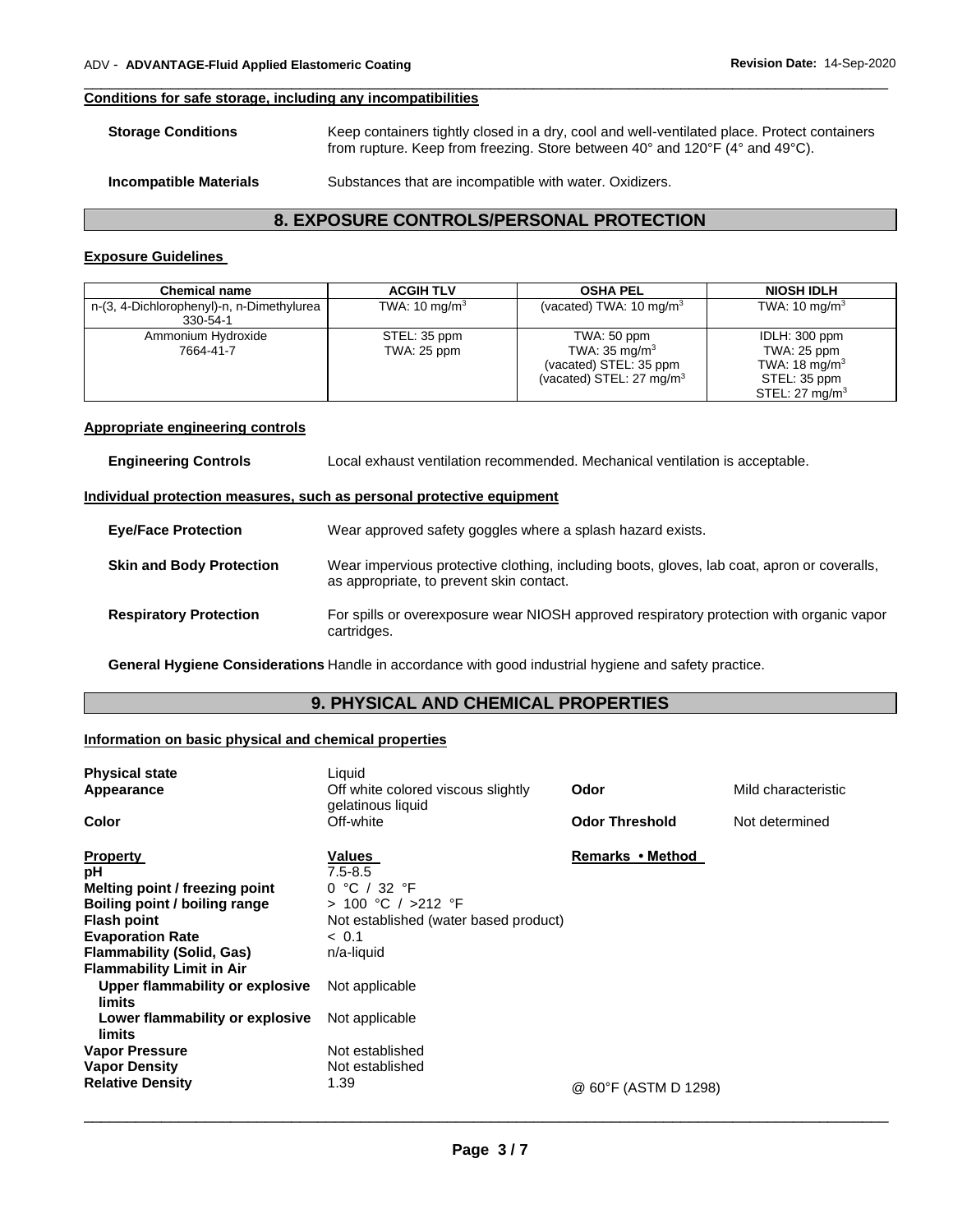#### Conditions for safe storage, including any incompatibilities

**Storage Conditions** Keep containers tightly closed in a dry, cool and well-ventilated place. Protect containers from rupture. Keep from freezing. Store between 40° and 120°F (4° and 49°C).

**Incompatible Materials** Substances that are incompatible with water. Oxidizers.

## 8. EXPOSURE CONTROLS/PERSONAL PROTECTION

#### Exposure Guidelines

| Chemical name | ACGIH TLV | OSHA PEL | NIOSH IDLH |
|---|---|---|---|
| n-(3, 4-Dichlorophenyl)-n, n-Dimethylurea 330-54-1 | TWA: 10 mg/m$^3$ | (vacated) TWA: 10 mg/m$^3$ | TWA: 10 mg/m$^3$ |
| Ammonium Hydroxide 7664-41-7 | STEL: 35 ppm<br>TWA: 25 ppm | TWA: 50 ppm<br>TWA: 35 mg/m$^3$<br>(vacated) STEL: 35 ppm<br>(vacated) STEL: 27 mg/m$^3$ | IDLH: 300 ppm<br>TWA: 25 ppm<br>TWA: 18 mg/m$^3$<br>STEL: 35 ppm<br>STEL: 27 mg/m$^3$ |

#### Appropriate engineering controls

**Engineering Controls** Local exhaust ventilation recommended. Mechanical ventilation is acceptable.

#### Individual protection measures, such as personal protective equipment

**Eye/Face Protection** Wear approved safety goggles where a splash hazard exists.

**Skin and Body Protection** Wear impervious protective clothing, including boots, gloves, lab coat, apron or coveralls, as appropriate, to prevent skin contact.

**Respiratory Protection** For spills or overexposure wear NIOSH approved respiratory protection with organic vapor cartridges.

**General Hygiene Considerations** Handle in accordance with good industrial hygiene and safety practice.

## 9. PHYSICAL AND CHEMICAL PROPERTIES

#### Information on basic physical and chemical properties

| | | | |
|---|---|---|---|
| **Physical state** | Liquid | | |
| **Appearance** | Off white colored viscous slightly gelatinous liquid | **Odor** | Mild characteristic |
| **Color** | Off-white | **Odor Threshold** | Not determined |

| Property | Values | Remarks • Method |
|---|---|---|
| **pH** | 7.5-8.5 | |
| **Melting point / freezing point** | 0 °C / 32 °F | |
| **Boiling point / boiling range** | > 100 °C / >212 °F | |
| **Flash point** | Not established (water based product) | |
| **Evaporation Rate** | < 0.1 | |
| **Flammability (Solid, Gas)** | n/a-liquid | |
| **Flammability Limit in Air** | | |
| **Upper flammability or explosive limits** | Not applicable | |
| **Lower flammability or explosive limits** | Not applicable | |
| **Vapor Pressure** | Not established | |
| **Vapor Density** | Not established | |
| **Relative Density** | 1.39 | @ 60°F (ASTM D 1298) |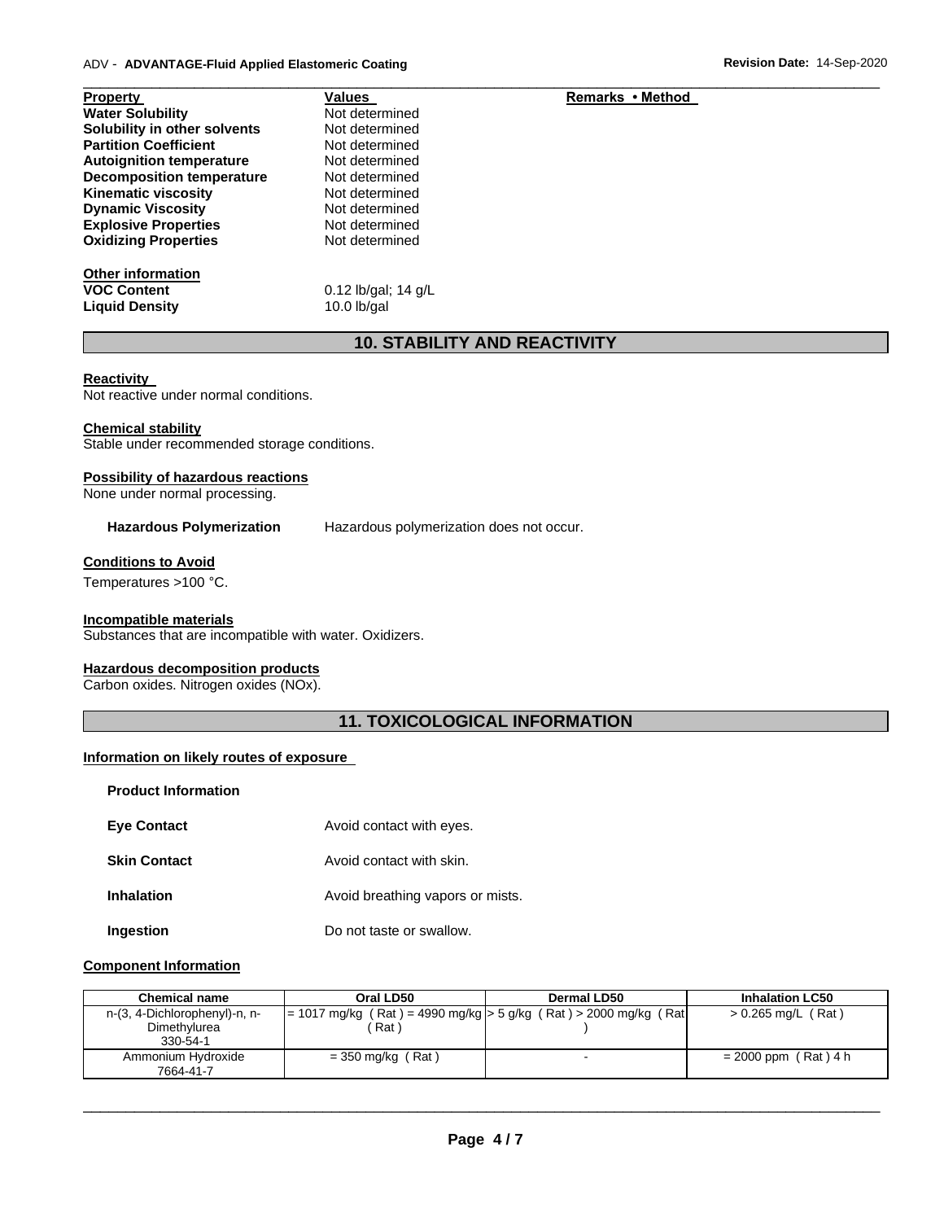| Property | Values | Remarks • Method |
|---|---|---|
| **Water Solubility** | Not determined | |
| **Solubility in other solvents** | Not determined | |
| **Partition Coefficient** | Not determined | |
| **Autoignition temperature** | Not determined | |
| **Decomposition temperature** | Not determined | |
| **Kinematic viscosity** | Not determined | |
| **Dynamic Viscosity** | Not determined | |
| **Explosive Properties** | Not determined | |
| **Oxidizing Properties** | Not determined | |

**Other information**

| | |
|---|---|
| **VOC Content** | 0.12 lb/gal; 14 g/L |
| **Liquid Density** | 10.0 lb/gal |

## 10. STABILITY AND REACTIVITY

**Reactivity**

Not reactive under normal conditions.

**Chemical stability**

Stable under recommended storage conditions.

**Possibility of hazardous reactions**

None under normal processing.

**Hazardous Polymerization** Hazardous polymerization does not occur.

**Conditions to Avoid**

Temperatures >100 °C.

**Incompatible materials**

Substances that are incompatible with water. Oxidizers.

**Hazardous decomposition products**

Carbon oxides. Nitrogen oxides (NOx).

## 11. TOXICOLOGICAL INFORMATION

**Information on likely routes of exposure**

**Product Information**

| | |
|---|---|
| **Eye Contact** | Avoid contact with eyes. |
| **Skin Contact** | Avoid contact with skin. |
| **Inhalation** | Avoid breathing vapors or mists. |
| **Ingestion** | Do not taste or swallow. |

**Component Information**

| Chemical name | Oral LD50 | Dermal LD50 | Inhalation LC50 |
|---|---|---|---|
| n-(3, 4-Dichlorophenyl)-n, n-Dimethylurea 330-54-1 | = 1017 mg/kg ( Rat ) = 4990 mg/kg ( Rat ) | > 5 g/kg ( Rat ) > 2000 mg/kg ( Rat ) | > 0.265 mg/L ( Rat ) |
| Ammonium Hydroxide 7664-41-7 | = 350 mg/kg ( Rat ) | - | = 2000 ppm ( Rat ) 4 h |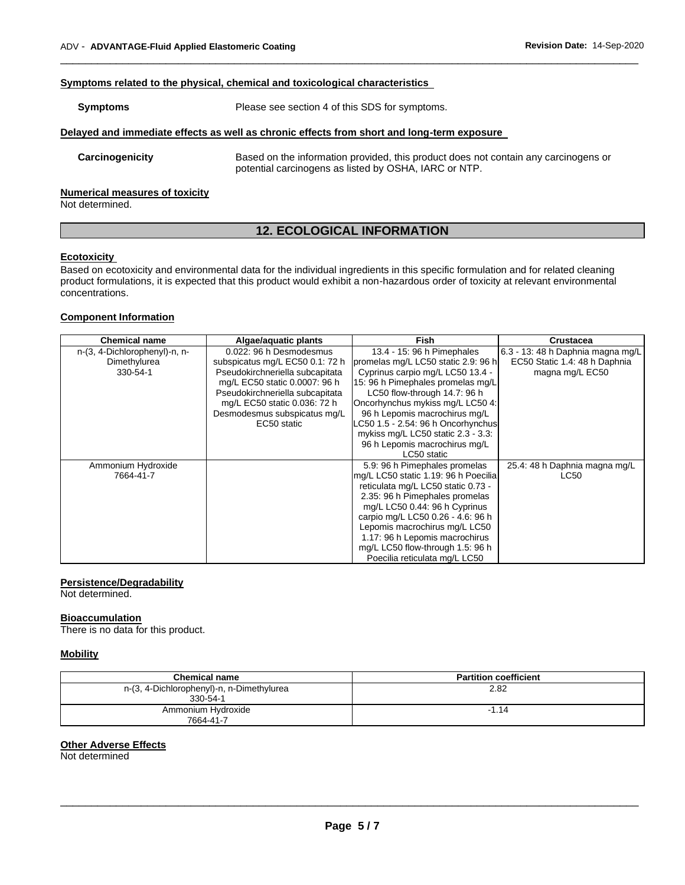**Symptoms related to the physical, chemical and toxicological characteristics**

**Symptoms** Please see section 4 of this SDS for symptoms.

**Delayed and immediate effects as well as chronic effects from short and long-term exposure**

**Carcinogenicity** Based on the information provided, this product does not contain any carcinogens or potential carcinogens as listed by OSHA, IARC or NTP.

**Numerical measures of toxicity**

Not determined.

## 12. ECOLOGICAL INFORMATION

**Ecotoxicity**

Based on ecotoxicity and environmental data for the individual ingredients in this specific formulation and for related cleaning product formulations, it is expected that this product would exhibit a non-hazardous order of toxicity at relevant environmental concentrations.

**Component Information**

| Chemical name | Algae/aquatic plants | Fish | Crustacea |
|---|---|---|---|
| n-(3, 4-Dichlorophenyl)-n, n-Dimethylurea 330-54-1 | 0.022: 96 h Desmodesmus subspicatus mg/L EC50 0.1: 72 h Pseudokirchneriella subcapitata mg/L EC50 static 0.0007: 96 h Pseudokirchneriella subcapitata mg/L EC50 static 0.036: 72 h Desmodesmus subspicatus mg/L EC50 static | 13.4 - 15: 96 h Pimephales promelas mg/L LC50 static 2.9: 96 h Cyprinus carpio mg/L LC50 13.4 - 15: 96 h Pimephales promelas mg/L LC50 flow-through 14.7: 96 h Oncorhynchus mykiss mg/L LC50 4: 96 h Lepomis macrochirus mg/L LC50 1.5 - 2.54: 96 h Oncorhynchus mykiss mg/L LC50 static 2.3 - 3.3: 96 h Lepomis macrochirus mg/L LC50 static | 6.3 - 13: 48 h Daphnia magna mg/L EC50 Static 1.4: 48 h Daphnia magna mg/L EC50 |
| Ammonium Hydroxide 7664-41-7 | | 5.9: 96 h Pimephales promelas mg/L LC50 static 1.19: 96 h Poecilia reticulata mg/L LC50 static 0.73 - 2.35: 96 h Pimephales promelas mg/L LC50 0.44: 96 h Cyprinus carpio mg/L LC50 0.26 - 4.6: 96 h Lepomis macrochirus mg/L LC50 1.17: 96 h Lepomis macrochirus mg/L LC50 flow-through 1.5: 96 h Poecilia reticulata mg/L LC50 | 25.4: 48 h Daphnia magna mg/L LC50 |

**Persistence/Degradability**

Not determined.

**Bioaccumulation**

There is no data for this product.

**Mobility**

| Chemical name | Partition coefficient |
|---|---|
| n-(3, 4-Dichlorophenyl)-n, n-Dimethylurea 330-54-1 | 2.82 |
| Ammonium Hydroxide 7664-41-7 | -1.14 |

**Other Adverse Effects**

Not determined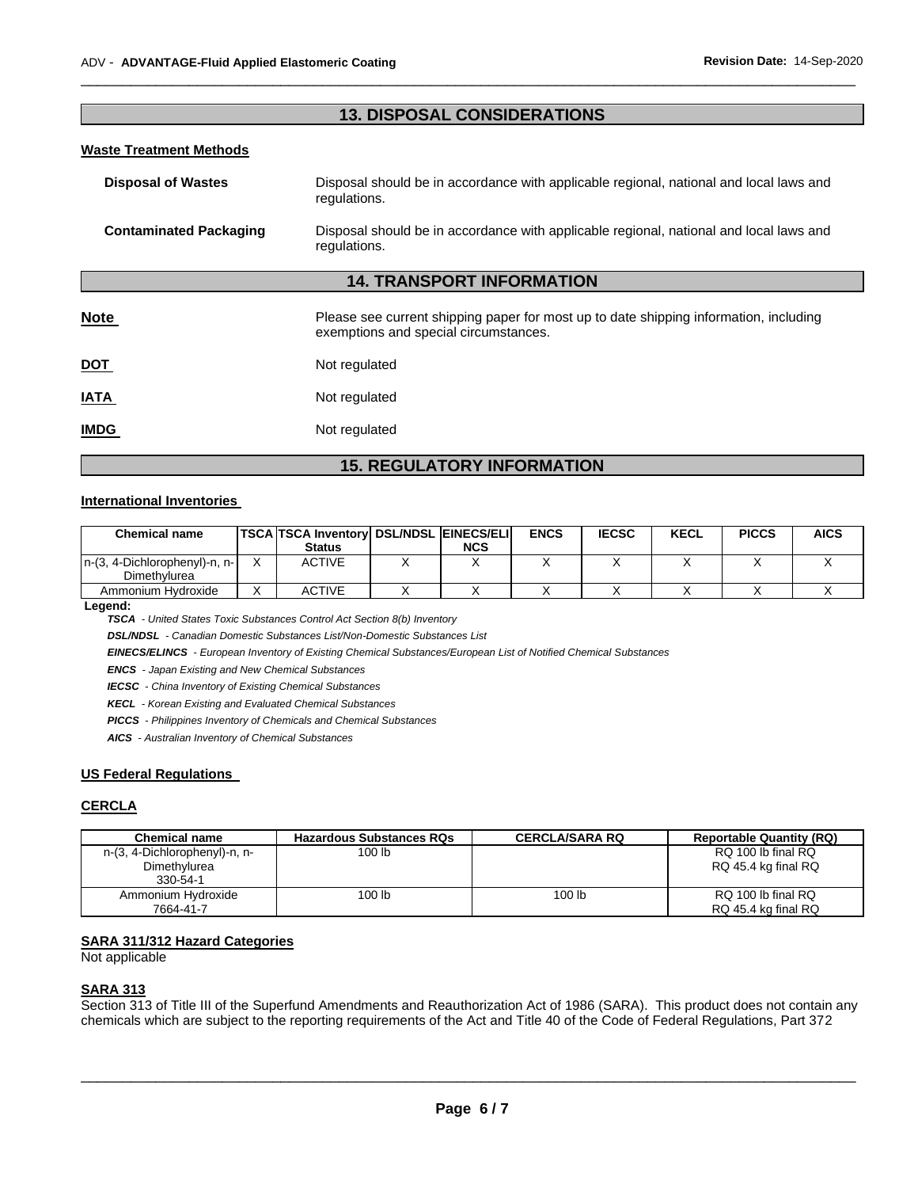## 13. DISPOSAL CONSIDERATIONS

**Waste Treatment Methods**

**Disposal of Wastes** Disposal should be in accordance with applicable regional, national and local laws and regulations.

**Contaminated Packaging** Disposal should be in accordance with applicable regional, national and local laws and regulations.

## 14. TRANSPORT INFORMATION

**Note** Please see current shipping paper for most up to date shipping information, including exemptions and special circumstances.

**DOT** Not regulated

**IATA** Not regulated

**IMDG** Not regulated

## 15. REGULATORY INFORMATION

**International Inventories**

| Chemical name | TSCA | TSCA Inventory Status | DSL/NDSL | EINECS/ELINCS | ENCS | IECSC | KECL | PICCS | AICS |
|---|---|---|---|---|---|---|---|---|---|
| n-(3, 4-Dichlorophenyl)-n, n-Dimethylurea | X | ACTIVE | X | X | X | X | X | X | X |
| Ammonium Hydroxide | X | ACTIVE | X | X | X | X | X | X | X |

**Legend:**

***TSCA*** *- United States Toxic Substances Control Act Section 8(b) Inventory*

***DSL/NDSL*** *- Canadian Domestic Substances List/Non-Domestic Substances List*

***EINECS/ELINCS*** *- European Inventory of Existing Chemical Substances/European List of Notified Chemical Substances*

***ENCS*** *- Japan Existing and New Chemical Substances*

***IECSC*** *- China Inventory of Existing Chemical Substances*

***KECL*** *- Korean Existing and Evaluated Chemical Substances*

***PICCS*** *- Philippines Inventory of Chemicals and Chemical Substances*

***AICS*** *- Australian Inventory of Chemical Substances*

**US Federal Regulations**

**CERCLA**

| Chemical name | Hazardous Substances RQs | CERCLA/SARA RQ | Reportable Quantity (RQ) |
|---|---|---|---|
| n-(3, 4-Dichlorophenyl)-n, n-Dimethylurea 330-54-1 | 100 lb | | RQ 100 lb final RQ RQ 45.4 kg final RQ |
| Ammonium Hydroxide 7664-41-7 | 100 lb | 100 lb | RQ 100 lb final RQ RQ 45.4 kg final RQ |

**SARA 311/312 Hazard Categories**

Not applicable

**SARA 313**

Section 313 of Title III of the Superfund Amendments and Reauthorization Act of 1986 (SARA). This product does not contain any chemicals which are subject to the reporting requirements of the Act and Title 40 of the Code of Federal Regulations, Part 372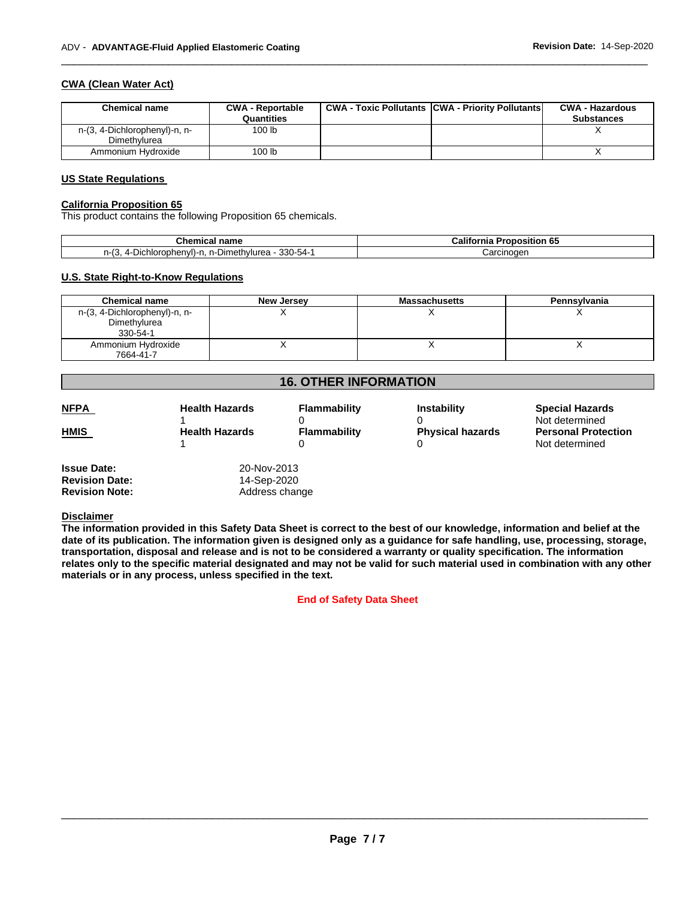### CWA (Clean Water Act)

| Chemical name | CWA - Reportable Quantities | CWA - Toxic Pollutants | CWA - Priority Pollutants | CWA - Hazardous Substances |
|---|---|---|---|---|
| n-(3, 4-Dichlorophenyl)-n, n-Dimethylurea | 100 lb | | | X |
| Ammonium Hydroxide | 100 lb | | | X |

### US State Regulations

### California Proposition 65

This product contains the following Proposition 65 chemicals.

| Chemical name | California Proposition 65 |
|---|---|
| n-(3, 4-Dichlorophenyl)-n, n-Dimethylurea - 330-54-1 | Carcinogen |

### U.S. State Right-to-Know Regulations

| Chemical name | New Jersey | Massachusetts | Pennsylvania |
|---|---|---|---|
| n-(3, 4-Dichlorophenyl)-n, n-Dimethylurea 330-54-1 | X | X | X |
| Ammonium Hydroxide 7664-41-7 | X | X | X |

## 16. OTHER INFORMATION

| | | | | |
|---|---|---|---|---|
| **NFPA** | **Health Hazards** 1 | **Flammability** 0 | **Instability** 0 | **Special Hazards** Not determined |
| **HMIS** | **Health Hazards** 1 | **Flammability** 0 | **Physical hazards** 0 | **Personal Protection** Not determined |

**Issue Date:** 20-Nov-2013
**Revision Date:** 14-Sep-2020
**Revision Note:** Address change

### Disclaimer

**The information provided in this Safety Data Sheet is correct to the best of our knowledge, information and belief at the date of its publication. The information given is designed only as a guidance for safe handling, use, processing, storage, transportation, disposal and release and is not to be considered a warranty or quality specification. The information relates only to the specific material designated and may not be valid for such material used in combination with any other materials or in any process, unless specified in the text.**

**End of Safety Data Sheet**